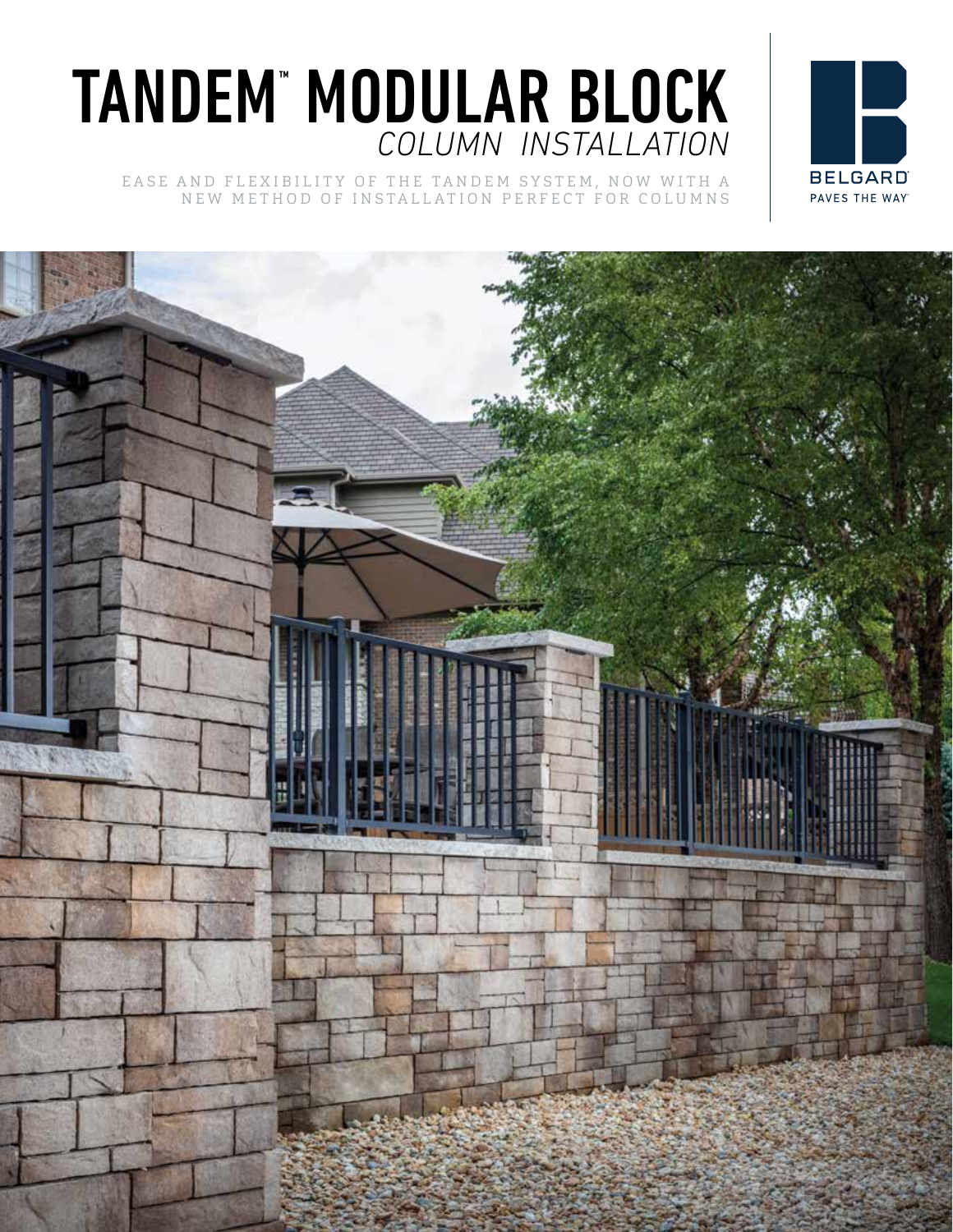# TANDEM™ MODULAR BLOCK

## *COLUMN INSTALLATION*

EASE AND FLEXIBILITY OF THE TANDEM SYSTEM, NOW WITH A NEW METHOD OF INSTALLATION PERFECT FOR COLUMNS

BELGARD®
PAVES THE WAY™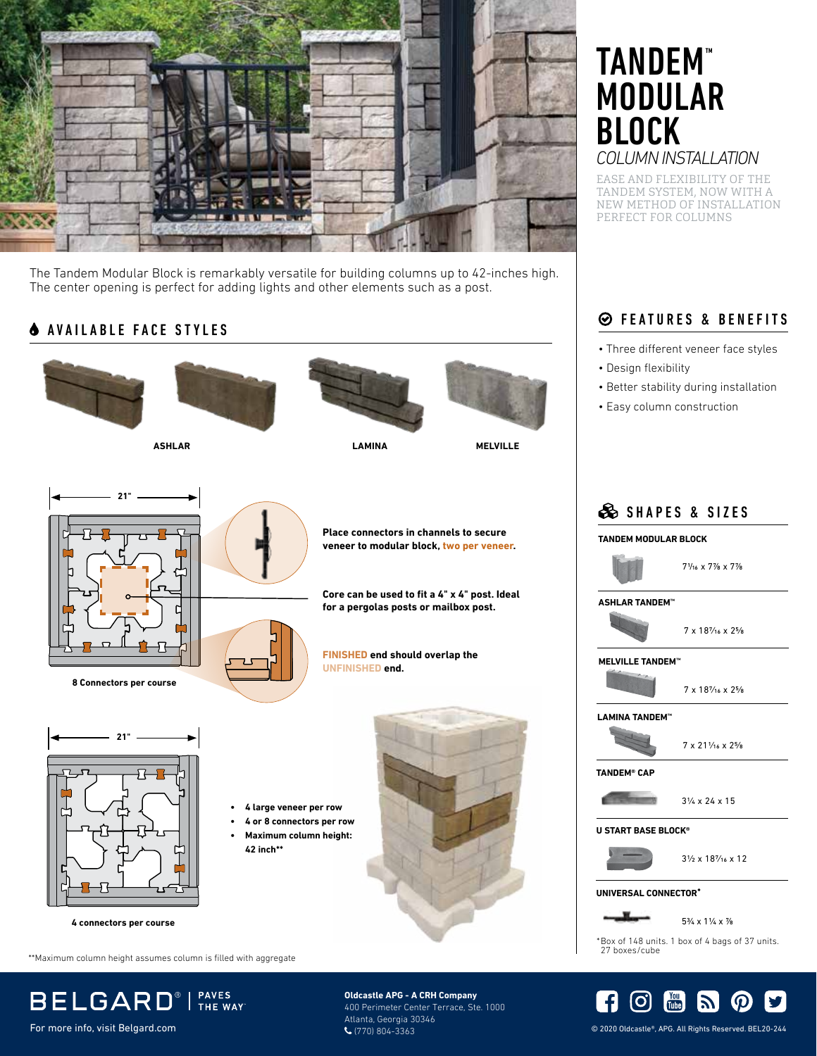# TANDEM™ MODULAR BLOCK

*COLUMN INSTALLATION*

EASE AND FLEXIBILITY OF THE TANDEM SYSTEM, NOW WITH A NEW METHOD OF INSTALLATION PERFECT FOR COLUMNS

The Tandem Modular Block is remarkably versatile for building columns up to 42-inches high. The center opening is perfect for adding lights and other elements such as a post.

## AVAILABLE FACE STYLES

ASHLAR

LAMINA

MELVILLE

21"

8 Connectors per course

**Place connectors in channels to secure veneer to modular block, two per veneer.**

**Core can be used to fit a 4" x 4" post. Ideal for a pergolas posts or mailbox post.**

**FINISHED end should overlap the UNFINISHED end.**

21"

4 connectors per course

- **4 large veneer per row**
- **4 or 8 connectors per row**
- **Maximum column height: 42 inch\*\***

\*\*Maximum column height assumes column is filled with aggregate

## FEATURES & BENEFITS

- Three different veneer face styles
- Design flexibility
- Better stability during installation
- Easy column construction

## SHAPES & SIZES

| | |
|---|---|
| **TANDEM MODULAR BLOCK** | 7¹⁄₁₆ x 7⅞ x 7⅞ |
| **ASHLAR TANDEM™** | 7 x 18⁷⁄₁₆ x 2⅝ |
| **MELVILLE TANDEM™** | 7 x 18⁷⁄₁₆ x 2⅝ |
| **LAMINA TANDEM™** | 7 x 21¹¹⁄₁₆ x 2⅝ |
| **TANDEM® CAP** | 3¼ x 24 x 15 |
| **U START BASE BLOCK®** | 3½ x 18⁷⁄₁₆ x 12 |
| **UNIVERSAL CONNECTOR\*** | 5¾ x 1¼ x ⅞ |

\*Box of 148 units. 1 box of 4 bags of 37 units. 27 boxes/cube

BELGARD® | PAVES THE WAY™

For more info, visit Belgard.com

**Oldcastle APG - A CRH Company**
400 Perimeter Center Terrace, Ste. 1000
Atlanta, Georgia 30346
(770) 804-3363

© 2020 Oldcastle®, APG. All Rights Reserved. BEL20-244